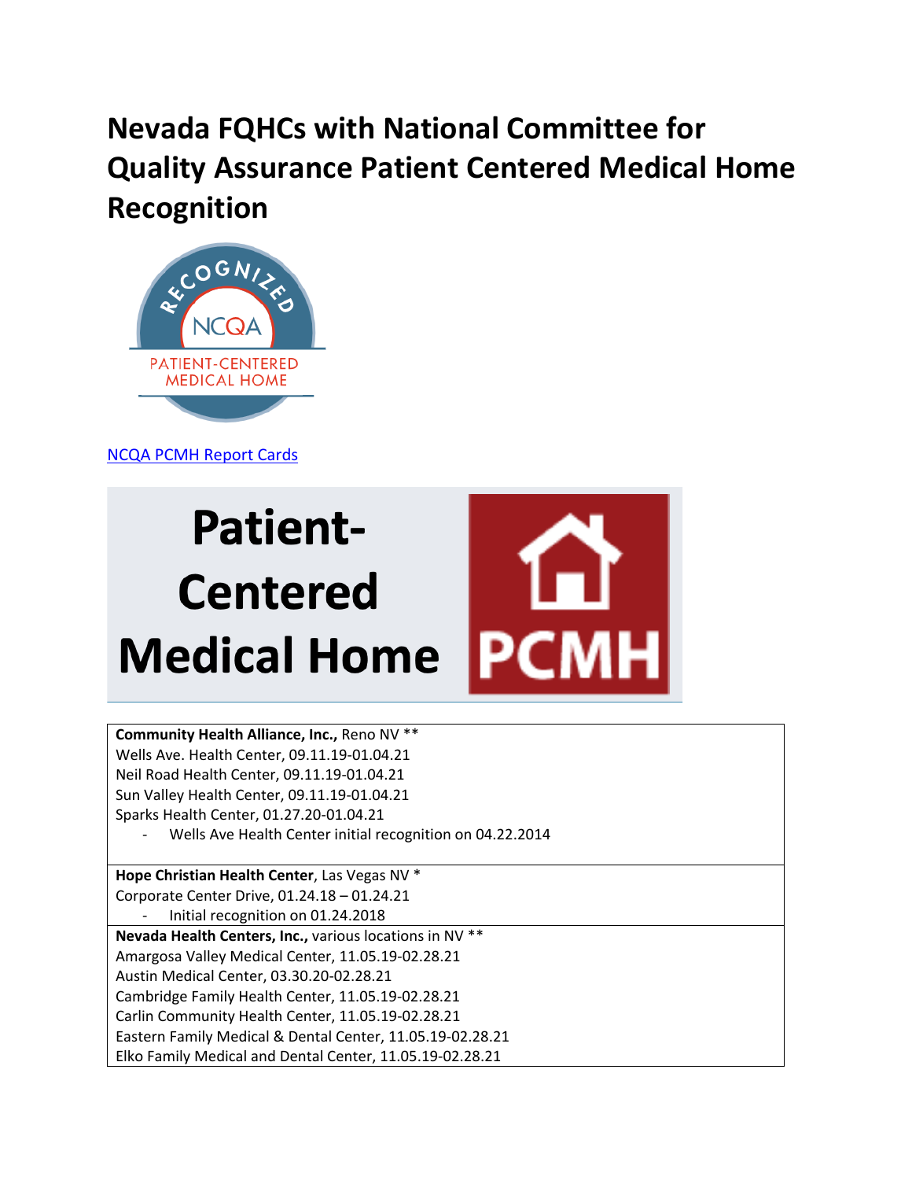# Nevada FQHCs with National Committee for Quality Assurance Patient Centered Medical Home Recognition

[NCQA PCMH Report Cards]

**Community Health Alliance, Inc.,** Reno NV **
Wells Ave. Health Center, 09.11.19-01.04.21
Neil Road Health Center, 09.11.19-01.04.21
Sun Valley Health Center, 09.11.19-01.04.21
Sparks Health Center, 01.27.20-01.04.21

- Wells Ave Health Center initial recognition on 04.22.2014

**Hope Christian Health Center**, Las Vegas NV *
Corporate Center Drive, 01.24.18 – 01.24.21

- Initial recognition on 01.24.2018

**Nevada Health Centers, Inc.,** various locations in NV **
Amargosa Valley Medical Center, 11.05.19-02.28.21
Austin Medical Center, 03.30.20-02.28.21
Cambridge Family Health Center, 11.05.19-02.28.21
Carlin Community Health Center, 11.05.19-02.28.21
Eastern Family Medical & Dental Center, 11.05.19-02.28.21
Elko Family Medical and Dental Center, 11.05.19-02.28.21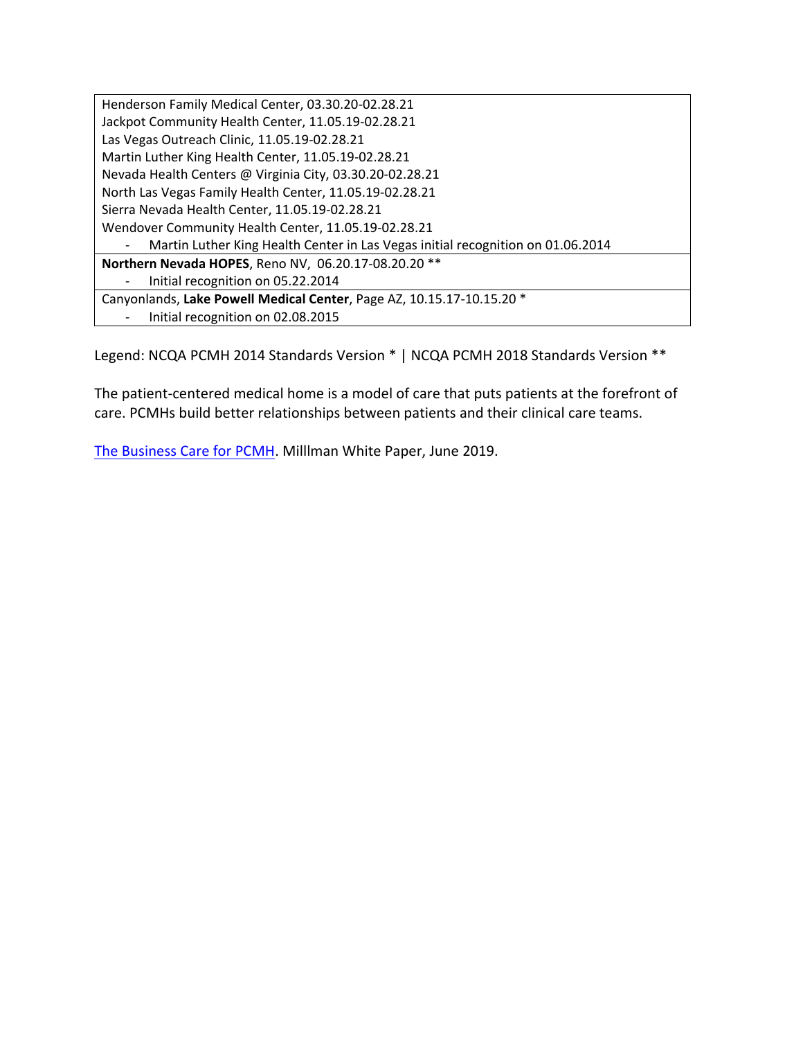| |
|---|
| Henderson Family Medical Center, 03.30.20-02.28.21<br>Jackpot Community Health Center, 11.05.19-02.28.21<br>Las Vegas Outreach Clinic, 11.05.19-02.28.21<br>Martin Luther King Health Center, 11.05.19-02.28.21<br>Nevada Health Centers @ Virginia City, 03.30.20-02.28.21<br>North Las Vegas Family Health Center, 11.05.19-02.28.21<br>Sierra Nevada Health Center, 11.05.19-02.28.21<br>Wendover Community Health Center, 11.05.19-02.28.21<br>- Martin Luther King Health Center in Las Vegas initial recognition on 01.06.2014 |
| **Northern Nevada HOPES**, Reno NV, 06.20.17-08.20.20 **<br>- Initial recognition on 05.22.2014 |
| Canyonlands, **Lake Powell Medical Center**, Page AZ, 10.15.17-10.15.20 *<br>- Initial recognition on 02.08.2015 |

Legend: NCQA PCMH 2014 Standards Version * | NCQA PCMH 2018 Standards Version **

The patient-centered medical home is a model of care that puts patients at the forefront of care. PCMHs build better relationships between patients and their clinical care teams.

The Business Care for PCMH. Milllman White Paper, June 2019.